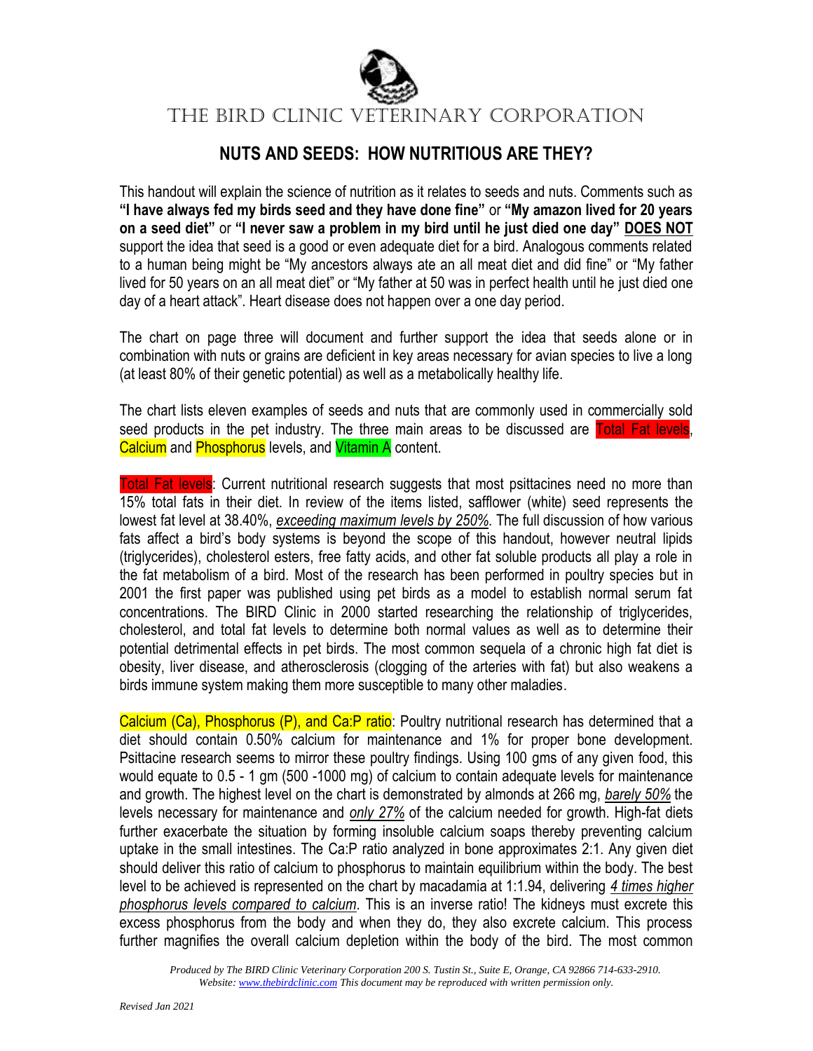# THE BIRD CLINIC VETERINARY CORPORATION

## NUTS AND SEEDS: HOW NUTRITIOUS ARE THEY?

This handout will explain the science of nutrition as it relates to seeds and nuts. Comments such as **"I have always fed my birds seed and they have done fine"** or **"My amazon lived for 20 years on a seed diet"** or **"I never saw a problem in my bird until he just died one day"** **DOES NOT** support the idea that seed is a good or even adequate diet for a bird. Analogous comments related to a human being might be "My ancestors always ate an all meat diet and did fine" or "My father lived for 50 years on an all meat diet" or "My father at 50 was in perfect health until he just died one day of a heart attack". Heart disease does not happen over a one day period.

The chart on page three will document and further support the idea that seeds alone or in combination with nuts or grains are deficient in key areas necessary for avian species to live a long (at least 80% of their genetic potential) as well as a metabolically healthy life.

The chart lists eleven examples of seeds and nuts that are commonly used in commercially sold seed products in the pet industry. The three main areas to be discussed are Total Fat levels, Calcium and Phosphorus levels, and Vitamin A content.

Total Fat levels: Current nutritional research suggests that most psittacines need no more than 15% total fats in their diet. In review of the items listed, safflower (white) seed represents the lowest fat level at 38.40%, *exceeding maximum levels by 250%*. The full discussion of how various fats affect a bird's body systems is beyond the scope of this handout, however neutral lipids (triglycerides), cholesterol esters, free fatty acids, and other fat soluble products all play a role in the fat metabolism of a bird. Most of the research has been performed in poultry species but in 2001 the first paper was published using pet birds as a model to establish normal serum fat concentrations. The BIRD Clinic in 2000 started researching the relationship of triglycerides, cholesterol, and total fat levels to determine both normal values as well as to determine their potential detrimental effects in pet birds. The most common sequela of a chronic high fat diet is obesity, liver disease, and atherosclerosis (clogging of the arteries with fat) but also weakens a birds immune system making them more susceptible to many other maladies.

Calcium (Ca), Phosphorus (P), and Ca:P ratio: Poultry nutritional research has determined that a diet should contain 0.50% calcium for maintenance and 1% for proper bone development. Psittacine research seems to mirror these poultry findings. Using 100 gms of any given food, this would equate to 0.5 - 1 gm (500 -1000 mg) of calcium to contain adequate levels for maintenance and growth. The highest level on the chart is demonstrated by almonds at 266 mg, *barely 50%* the levels necessary for maintenance and *only 27%* of the calcium needed for growth. High-fat diets further exacerbate the situation by forming insoluble calcium soaps thereby preventing calcium uptake in the small intestines. The Ca:P ratio analyzed in bone approximates 2:1. Any given diet should deliver this ratio of calcium to phosphorus to maintain equilibrium within the body. The best level to be achieved is represented on the chart by macadamia at 1:1.94, delivering *4 times higher phosphorus levels compared to calcium*. This is an inverse ratio! The kidneys must excrete this excess phosphorus from the body and when they do, they also excrete calcium. This process further magnifies the overall calcium depletion within the body of the bird. The most common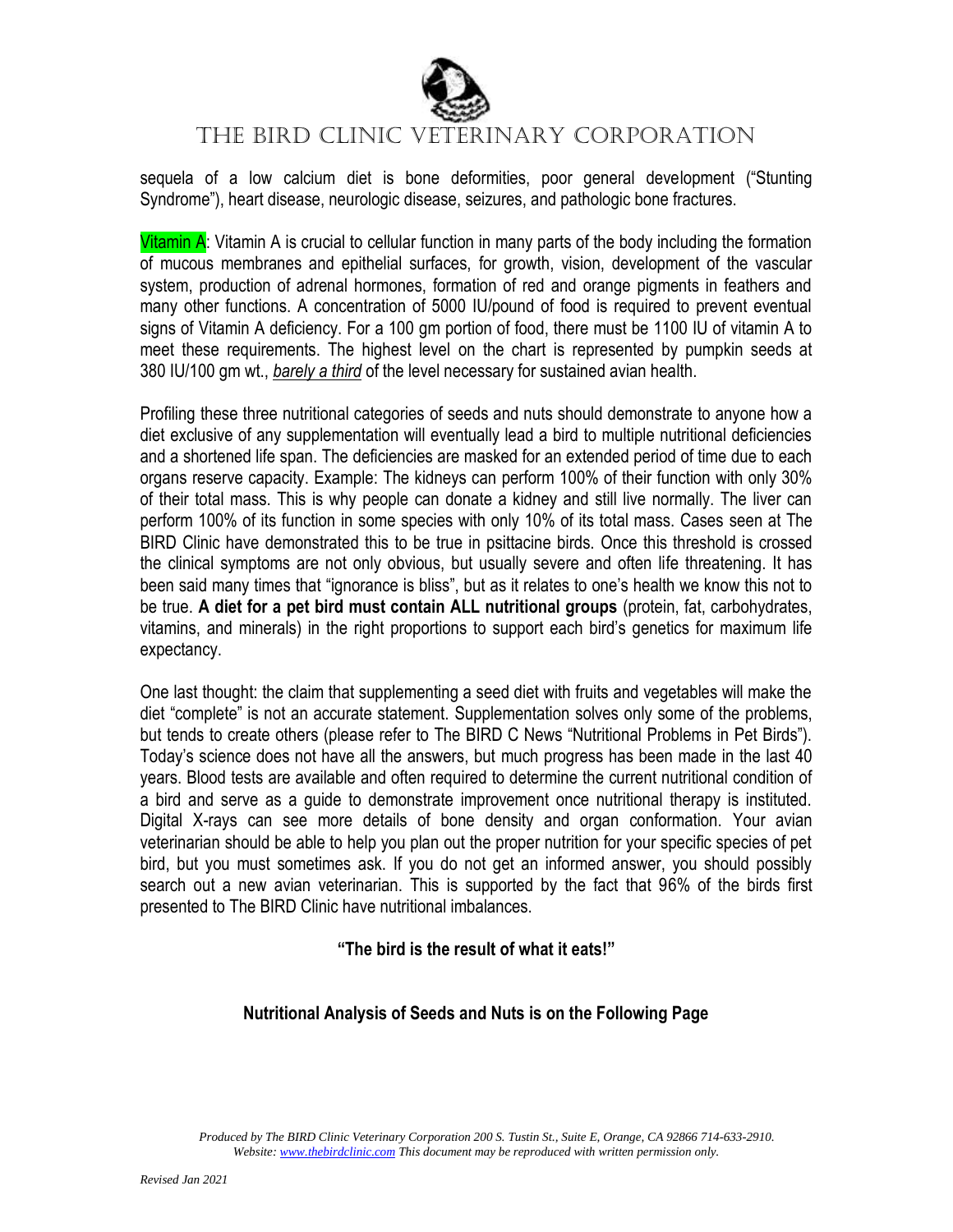sequela of a low calcium diet is bone deformities, poor general development ("Stunting Syndrome"), heart disease, neurologic disease, seizures, and pathologic bone fractures.

Vitamin A: Vitamin A is crucial to cellular function in many parts of the body including the formation of mucous membranes and epithelial surfaces, for growth, vision, development of the vascular system, production of adrenal hormones, formation of red and orange pigments in feathers and many other functions. A concentration of 5000 IU/pound of food is required to prevent eventual signs of Vitamin A deficiency. For a 100 gm portion of food, there must be 1100 IU of vitamin A to meet these requirements. The highest level on the chart is represented by pumpkin seeds at 380 IU/100 gm wt., *barely a third* of the level necessary for sustained avian health.

Profiling these three nutritional categories of seeds and nuts should demonstrate to anyone how a diet exclusive of any supplementation will eventually lead a bird to multiple nutritional deficiencies and a shortened life span. The deficiencies are masked for an extended period of time due to each organs reserve capacity. Example: The kidneys can perform 100% of their function with only 30% of their total mass. This is why people can donate a kidney and still live normally. The liver can perform 100% of its function in some species with only 10% of its total mass. Cases seen at The BIRD Clinic have demonstrated this to be true in psittacine birds. Once this threshold is crossed the clinical symptoms are not only obvious, but usually severe and often life threatening. It has been said many times that "ignorance is bliss", but as it relates to one's health we know this not to be true. **A diet for a pet bird must contain ALL nutritional groups** (protein, fat, carbohydrates, vitamins, and minerals) in the right proportions to support each bird's genetics for maximum life expectancy.

One last thought: the claim that supplementing a seed diet with fruits and vegetables will make the diet "complete" is not an accurate statement. Supplementation solves only some of the problems, but tends to create others (please refer to The BIRD C News "Nutritional Problems in Pet Birds"). Today's science does not have all the answers, but much progress has been made in the last 40 years. Blood tests are available and often required to determine the current nutritional condition of a bird and serve as a guide to demonstrate improvement once nutritional therapy is instituted. Digital X-rays can see more details of bone density and organ conformation. Your avian veterinarian should be able to help you plan out the proper nutrition for your specific species of pet bird, but you must sometimes ask. If you do not get an informed answer, you should possibly search out a new avian veterinarian. This is supported by the fact that 96% of the birds first presented to The BIRD Clinic have nutritional imbalances.

**"The bird is the result of what it eats!"**

**Nutritional Analysis of Seeds and Nuts is on the Following Page**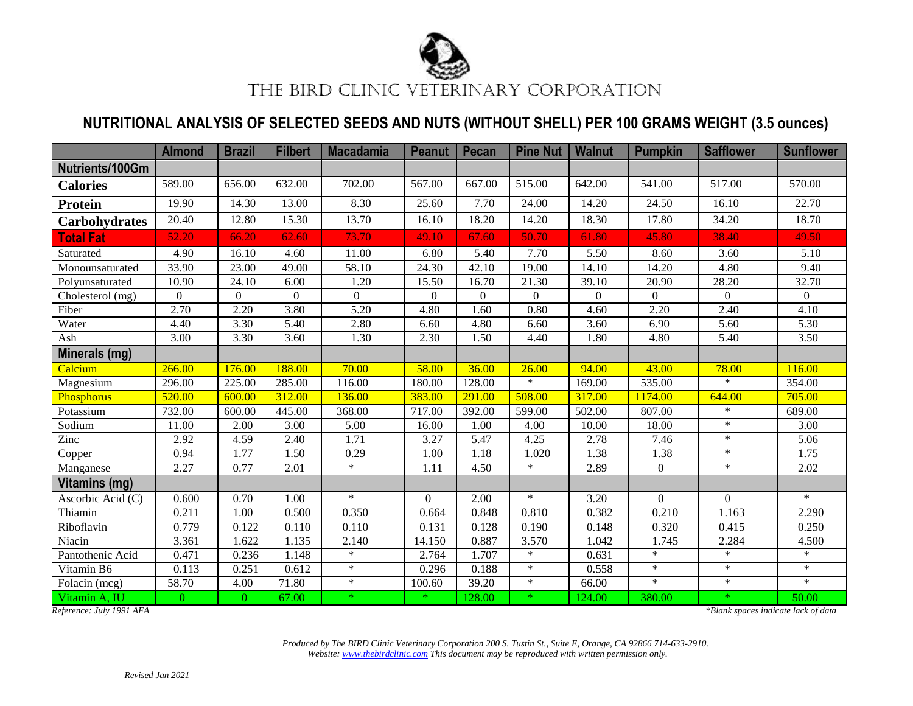THE BIRD CLINIC VETERINARY CORPORATION

## NUTRITIONAL ANALYSIS OF SELECTED SEEDS AND NUTS (WITHOUT SHELL) PER 100 GRAMS WEIGHT (3.5 ounces)

| | Almond | Brazil | Filbert | Macadamia | Peanut | Pecan | Pine Nut | Walnut | Pumpkin | Safflower | Sunflower |
|---|---|---|---|---|---|---|---|---|---|---|---|
| **Nutrients/100Gm** | | | | | | | | | | | |
| **Calories** | 589.00 | 656.00 | 632.00 | 702.00 | 567.00 | 667.00 | 515.00 | 642.00 | 541.00 | 517.00 | 570.00 |
| **Protein** | 19.90 | 14.30 | 13.00 | 8.30 | 25.60 | 7.70 | 24.00 | 14.20 | 24.50 | 16.10 | 22.70 |
| **Carbohydrates** | 20.40 | 12.80 | 15.30 | 13.70 | 16.10 | 18.20 | 14.20 | 18.30 | 17.80 | 34.20 | 18.70 |
| **Total Fat** | 52.20 | 66.20 | 62.60 | 73.70 | 49.10 | 67.60 | 50.70 | 61.80 | 45.80 | 38.40 | 49.50 |
| Saturated | 4.90 | 16.10 | 4.60 | 11.00 | 6.80 | 5.40 | 7.70 | 5.50 | 8.60 | 3.60 | 5.10 |
| Monounsaturated | 33.90 | 23.00 | 49.00 | 58.10 | 24.30 | 42.10 | 19.00 | 14.10 | 14.20 | 4.80 | 9.40 |
| Polyunsaturated | 10.90 | 24.10 | 6.00 | 1.20 | 15.50 | 16.70 | 21.30 | 39.10 | 20.90 | 28.20 | 32.70 |
| Cholesterol (mg) | 0 | 0 | 0 | 0 | 0 | 0 | 0 | 0 | 0 | 0 | 0 |
| Fiber | 2.70 | 2.20 | 3.80 | 5.20 | 4.80 | 1.60 | 0.80 | 4.60 | 2.20 | 2.40 | 4.10 |
| Water | 4.40 | 3.30 | 5.40 | 2.80 | 6.60 | 4.80 | 6.60 | 3.60 | 6.90 | 5.60 | 5.30 |
| Ash | 3.00 | 3.30 | 3.60 | 1.30 | 2.30 | 1.50 | 4.40 | 1.80 | 4.80 | 5.40 | 3.50 |
| **Minerals (mg)** | | | | | | | | | | | |
| Calcium | 266.00 | 176.00 | 188.00 | 70.00 | 58.00 | 36.00 | 26.00 | 94.00 | 43.00 | 78.00 | 116.00 |
| Magnesium | 296.00 | 225.00 | 285.00 | 116.00 | 180.00 | 128.00 | * | 169.00 | 535.00 | * | 354.00 |
| Phosphorus | 520.00 | 600.00 | 312.00 | 136.00 | 383.00 | 291.00 | 508.00 | 317.00 | 1174.00 | 644.00 | 705.00 |
| Potassium | 732.00 | 600.00 | 445.00 | 368.00 | 717.00 | 392.00 | 599.00 | 502.00 | 807.00 | * | 689.00 |
| Sodium | 11.00 | 2.00 | 3.00 | 5.00 | 16.00 | 1.00 | 4.00 | 10.00 | 18.00 | * | 3.00 |
| Zinc | 2.92 | 4.59 | 2.40 | 1.71 | 3.27 | 5.47 | 4.25 | 2.78 | 7.46 | * | 5.06 |
| Copper | 0.94 | 1.77 | 1.50 | 0.29 | 1.00 | 1.18 | 1.020 | 1.38 | 1.38 | * | 1.75 |
| Manganese | 2.27 | 0.77 | 2.01 | * | 1.11 | 4.50 | * | 2.89 | 0 | * | 2.02 |
| **Vitamins (mg)** | | | | | | | | | | | |
| Ascorbic Acid (C) | 0.600 | 0.70 | 1.00 | * | 0 | 2.00 | * | 3.20 | 0 | 0 | * |
| Thiamin | 0.211 | 1.00 | 0.500 | 0.350 | 0.664 | 0.848 | 0.810 | 0.382 | 0.210 | 1.163 | 2.290 |
| Riboflavin | 0.779 | 0.122 | 0.110 | 0.110 | 0.131 | 0.128 | 0.190 | 0.148 | 0.320 | 0.415 | 0.250 |
| Niacin | 3.361 | 1.622 | 1.135 | 2.140 | 14.150 | 0.887 | 3.570 | 1.042 | 1.745 | 2.284 | 4.500 |
| Pantothenic Acid | 0.471 | 0.236 | 1.148 | * | 2.764 | 1.707 | * | 0.631 | * | * | * |
| Vitamin B6 | 0.113 | 0.251 | 0.612 | * | 0.296 | 0.188 | * | 0.558 | * | * | * |
| Folacin (mcg) | 58.70 | 4.00 | 71.80 | * | 100.60 | 39.20 | * | 66.00 | * | * | * |
| Vitamin A, IU | 0 | 0 | 67.00 | * | * | 128.00 | * | 124.00 | 380.00 | * | 50.00 |

*Reference: July 1991 AFA*

*\*Blank spaces indicate lack of data*

*Produced by The BIRD Clinic Veterinary Corporation 200 S. Tustin St., Suite E, Orange, CA 92866 714-633-2910.*
*Website: www.thebirdclinic.com This document may be reproduced with written permission only.*

*Revised Jan 2021*